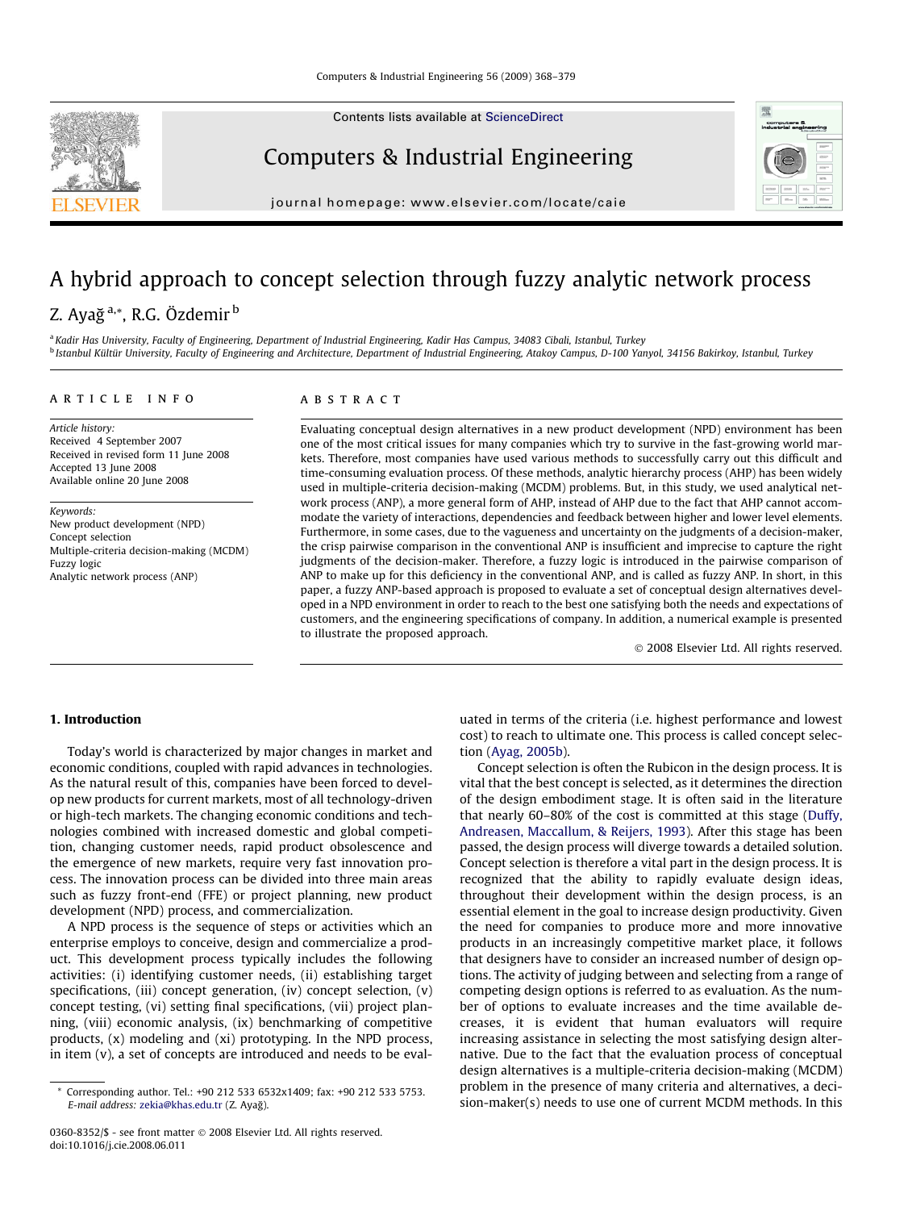Contents lists available at ScienceDirect

# Computers & Industrial Engineering

journal homepage: www.elsevier.com/locate/caie

# A hybrid approach to concept selection through fuzzy analytic network process

Z. Ayağ [a,*], R.G. Özdemir [b]

[a] Kadir Has University, Faculty of Engineering, Department of Industrial Engineering, Kadir Has Campus, 34083 Cibali, Istanbul, Turkey
[b] Istanbul Kültür University, Faculty of Engineering and Architecture, Department of Industrial Engineering, Atakoy Campus, D-100 Yanyol, 34156 Bakirkoy, Istanbul, Turkey

**ARTICLE INFO**

*Article history:*
Received 4 September 2007
Received in revised form 11 June 2008
Accepted 13 June 2008
Available online 20 June 2008

*Keywords:*
New product development (NPD)
Concept selection
Multiple-criteria decision-making (MCDM)
Fuzzy logic
Analytic network process (ANP)

**ABSTRACT**

Evaluating conceptual design alternatives in a new product development (NPD) environment has been one of the most critical issues for many companies which try to survive in the fast-growing world markets. Therefore, most companies have used various methods to successfully carry out this difficult and time-consuming evaluation process. Of these methods, analytic hierarchy process (AHP) has been widely used in multiple-criteria decision-making (MCDM) problems. But, in this study, we used analytical network process (ANP), a more general form of AHP, instead of AHP due to the fact that AHP cannot accommodate the variety of interactions, dependencies and feedback between higher and lower level elements. Furthermore, in some cases, due to the vagueness and uncertainty on the judgments of a decision-maker, the crisp pairwise comparison in the conventional ANP is insufficient and imprecise to capture the right judgments of the decision-maker. Therefore, a fuzzy logic is introduced in the pairwise comparison of ANP to make up for this deficiency in the conventional ANP, and is called as fuzzy ANP. In short, in this paper, a fuzzy ANP-based approach is proposed to evaluate a set of conceptual design alternatives developed in a NPD environment in order to reach to the best one satisfying both the needs and expectations of customers, and the engineering specifications of company. In addition, a numerical example is presented to illustrate the proposed approach.

© 2008 Elsevier Ltd. All rights reserved.

## 1. Introduction

Today's world is characterized by major changes in market and economic conditions, coupled with rapid advances in technologies. As the natural result of this, companies have been forced to develop new products for current markets, most of all technology-driven or high-tech markets. The changing economic conditions and technologies combined with increased domestic and global competition, changing customer needs, rapid product obsolescence and the emergence of new markets, require very fast innovation process. The innovation process can be divided into three main areas such as fuzzy front-end (FFE) or project planning, new product development (NPD) process, and commercialization.

A NPD process is the sequence of steps or activities which an enterprise employs to conceive, design and commercialize a product. This development process typically includes the following activities: (i) identifying customer needs, (ii) establishing target specifications, (iii) concept generation, (iv) concept selection, (v) concept testing, (vi) setting final specifications, (vii) project planning, (viii) economic analysis, (ix) benchmarking of competitive products, (x) modeling and (xi) prototyping. In the NPD process, in item (v), a set of concepts are introduced and needs to be evaluated in terms of the criteria (i.e. highest performance and lowest cost) to reach to ultimate one. This process is called concept selection (Ayag, 2005b).

Concept selection is often the Rubicon in the design process. It is vital that the best concept is selected, as it determines the direction of the design embodiment stage. It is often said in the literature that nearly 60–80% of the cost is committed at this stage (Duffy, Andreasen, Maccallum, & Reijers, 1993). After this stage has been passed, the design process will diverge towards a detailed solution. Concept selection is therefore a vital part in the design process. It is recognized that the ability to rapidly evaluate design ideas, throughout their development within the design process, is an essential element in the goal to increase design productivity. Given the need for companies to produce more and more innovative products in an increasingly competitive market place, it follows that designers have to consider an increased number of design options. The activity of judging between and selecting from a range of competing design options is referred to as evaluation. As the number of options to evaluate increases and the time available decreases, it is evident that human evaluators will require increasing assistance in selecting the most satisfying design alternative. Due to the fact that the evaluation process of conceptual design alternatives is a multiple-criteria decision-making (MCDM) problem in the presence of many criteria and alternatives, a decision-maker(s) needs to use one of current MCDM methods. In this

* Corresponding author. Tel.: +90 212 533 6532x1409; fax: +90 212 533 5753.
E-mail address: zekia@khas.edu.tr (Z. Ayağ).

0360-8352/$ - see front matter © 2008 Elsevier Ltd. All rights reserved.
doi:10.1016/j.cie.2008.06.011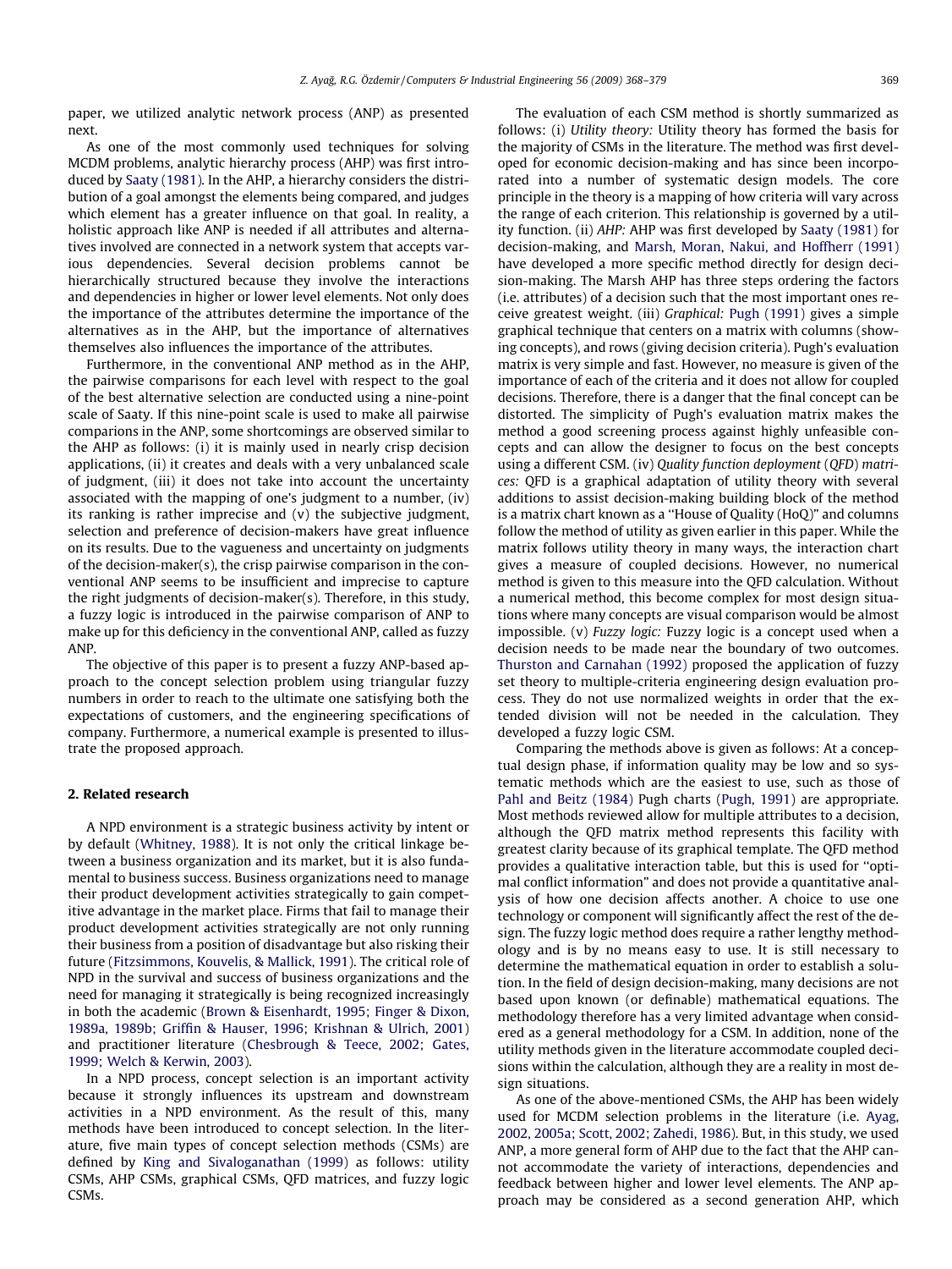paper, we utilized analytic network process (ANP) as presented next.

As one of the most commonly used techniques for solving MCDM problems, analytic hierarchy process (AHP) was first introduced by Saaty (1981). In the AHP, a hierarchy considers the distribution of a goal amongst the elements being compared, and judges which element has a greater influence on that goal. In reality, a holistic approach like ANP is needed if all attributes and alternatives involved are connected in a network system that accepts various dependencies. Several decision problems cannot be hierarchically structured because they involve the interactions and dependencies in higher or lower level elements. Not only does the importance of the attributes determine the importance of the alternatives as in the AHP, but the importance of alternatives themselves also influences the importance of the attributes.

Furthermore, in the conventional ANP method as in the AHP, the pairwise comparisons for each level with respect to the goal of the best alternative selection are conducted using a nine-point scale of Saaty. If this nine-point scale is used to make all pairwise comparisons in the ANP, some shortcomings are observed similar to the AHP as follows: (i) it is mainly used in nearly crisp decision applications, (ii) it creates and deals with a very unbalanced scale of judgment, (iii) it does not take into account the uncertainty associated with the mapping of one's judgment to a number, (iv) its ranking is rather imprecise and (v) the subjective judgment, selection and preference of decision-makers have great influence on its results. Due to the vagueness and uncertainty on judgments of the decision-maker(s), the crisp pairwise comparison in the conventional ANP seems to be insufficient and imprecise to capture the right judgments of decision-maker(s). Therefore, in this study, a fuzzy logic is introduced in the pairwise comparison of ANP to make up for this deficiency in the conventional ANP, called as fuzzy ANP.

The objective of this paper is to present a fuzzy ANP-based approach to the concept selection problem using triangular fuzzy numbers in order to reach to the ultimate one satisfying both the expectations of customers, and the engineering specifications of company. Furthermore, a numerical example is presented to illustrate the proposed approach.

## 2. Related research

A NPD environment is a strategic business activity by intent or by default (Whitney, 1988). It is not only the critical linkage between a business organization and its market, but it is also fundamental to business success. Business organizations need to manage their product development activities strategically to gain competitive advantage in the market place. Firms that fail to manage their product development activities strategically are not only running their business from a position of disadvantage but also risking their future (Fitzsimmons, Kouvelis, & Mallick, 1991). The critical role of NPD in the survival and success of business organizations and the need for managing it strategically is being recognized increasingly in both the academic (Brown & Eisenhardt, 1995; Finger & Dixon, 1989a, 1989b; Griffin & Hauser, 1996; Krishnan & Ulrich, 2001) and practitioner literature (Chesbrough & Teece, 2002; Gates, 1999; Welch & Kerwin, 2003).

In a NPD process, concept selection is an important activity because it strongly influences its upstream and downstream activities in a NPD environment. As the result of this, many methods have been introduced to concept selection. In the literature, five main types of concept selection methods (CSMs) are defined by King and Sivaloganathan (1999) as follows: utility CSMs, AHP CSMs, graphical CSMs, QFD matrices, and fuzzy logic CSMs.

The evaluation of each CSM method is shortly summarized as follows: (i) *Utility theory:* Utility theory has formed the basis for the majority of CSMs in the literature. The method was first developed for economic decision-making and has since been incorporated into a number of systematic design models. The core principle in the theory is a mapping of how criteria will vary across the range of each criterion. This relationship is governed by a utility function. (ii) *AHP:* AHP was first developed by Saaty (1981) for decision-making, and Marsh, Moran, Nakui, and Hoffherr (1991) have developed a more specific method directly for design decision-making. The Marsh AHP has three steps ordering the factors (i.e. attributes) of a decision such that the most important ones receive greatest weight. (iii) *Graphical:* Pugh (1991) gives a simple graphical technique that centers on a matrix with columns (showing concepts), and rows (giving decision criteria). Pugh's evaluation matrix is very simple and fast. However, no measure is given of the importance of each of the criteria and it does not allow for coupled decisions. Therefore, there is a danger that the final concept can be distorted. The simplicity of Pugh's evaluation matrix makes the method a good screening process against highly unfeasible concepts and can allow the designer to focus on the best concepts using a different CSM. (iv) *Quality function deployment (QFD) matrices:* QFD is a graphical adaptation of utility theory with several additions to assist decision-making building block of the method is a matrix chart known as a "House of Quality (HoQ)" and columns follow the method of utility as given earlier in this paper. While the matrix follows utility theory in many ways, the interaction chart gives a measure of coupled decisions. However, no numerical method is given to this measure into the QFD calculation. Without a numerical method, this become complex for most design situations where many concepts are visual comparison would be almost impossible. (v) *Fuzzy logic:* Fuzzy logic is a concept used when a decision needs to be made near the boundary of two outcomes. Thurston and Carnahan (1992) proposed the application of fuzzy set theory to multiple-criteria engineering design evaluation process. They do not use normalized weights in order that the extended division will not be needed in the calculation. They developed a fuzzy logic CSM.

Comparing the methods above is given as follows: At a conceptual design phase, if information quality may be low and so systematic methods which are the easiest to use, such as those of Pahl and Beitz (1984) Pugh charts (Pugh, 1991) are appropriate. Most methods reviewed allow for multiple attributes to a decision, although the QFD matrix method represents this facility with greatest clarity because of its graphical template. The QFD method provides a qualitative interaction table, but this is used for "optimal conflict information" and does not provide a quantitative analysis of how one decision affects another. A choice to use one technology or component will significantly affect the rest of the design. The fuzzy logic method does require a rather lengthy methodology and is by no means easy to use. It is still necessary to determine the mathematical equation in order to establish a solution. In the field of design decision-making, many decisions are not based upon known (or definable) mathematical equations. The methodology therefore has a very limited advantage when considered as a general methodology for a CSM. In addition, none of the utility methods given in the literature accommodate coupled decisions within the calculation, although they are a reality in most design situations.

As one of the above-mentioned CSMs, the AHP has been widely used for MCDM selection problems in the literature (i.e. Ayag, 2002, 2005a; Scott, 2002; Zahedi, 1986). But, in this study, we used ANP, a more general form of AHP due to the fact that the AHP cannot accommodate the variety of interactions, dependencies and feedback between higher and lower level elements. The ANP approach may be considered as a second generation AHP, which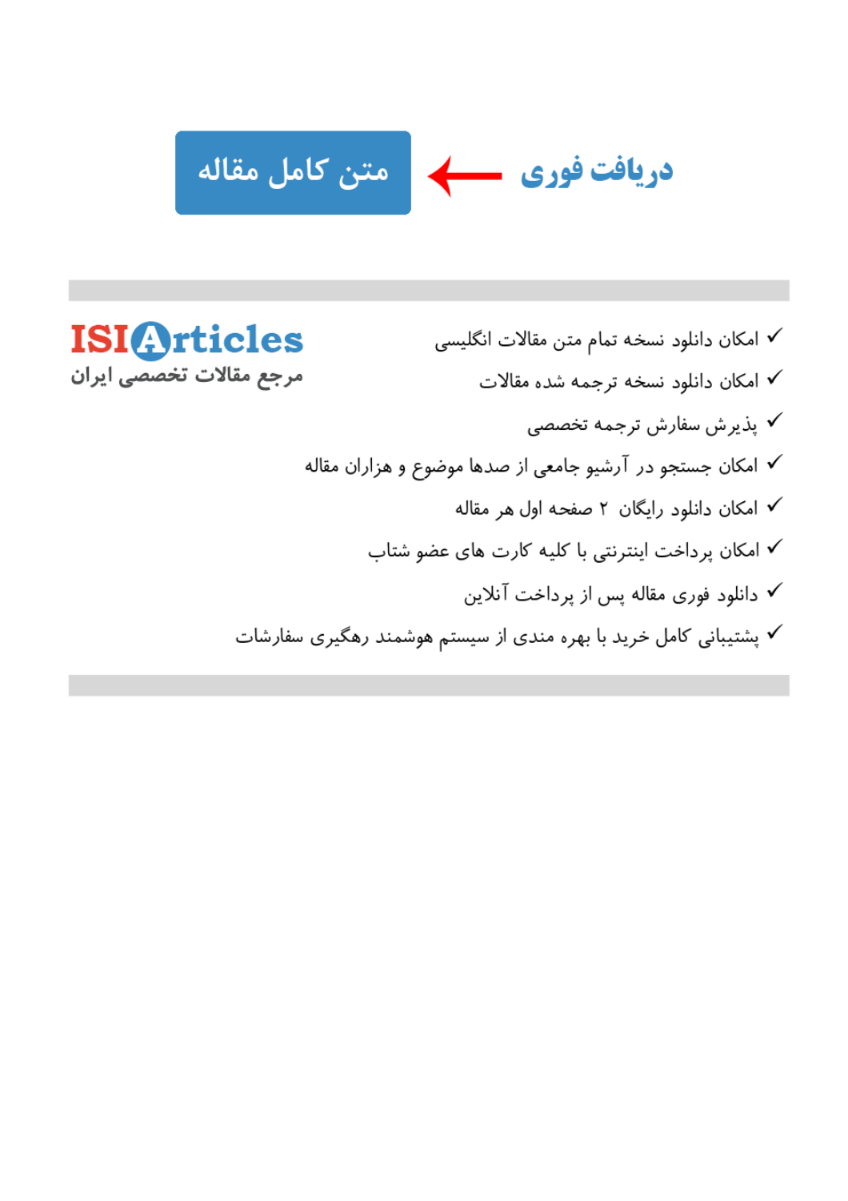**متن کامل مقاله** ← **دریافت فوری**

**ISIArticles**
**مرجع مقالات تخصصی ایران**

- ✓ امکان دانلود نسخه تمام متن مقالات انگلیسی
- ✓ امکان دانلود نسخه ترجمه شده مقالات
- ✓ پذیرش سفارش ترجمه تخصصی
- ✓ امکان جستجو در آرشیو جامعی از صدها موضوع و هزاران مقاله
- ✓ امکان دانلود رایگان ۲ صفحه اول هر مقاله
- ✓ امکان پرداخت اینترنتی با کلیه کارت های عضو شتاب
- ✓ دانلود فوری مقاله پس از پرداخت آنلاین
- ✓ پشتیبانی کامل خرید با بهره مندی از سیستم هوشمند رهگیری سفارشات